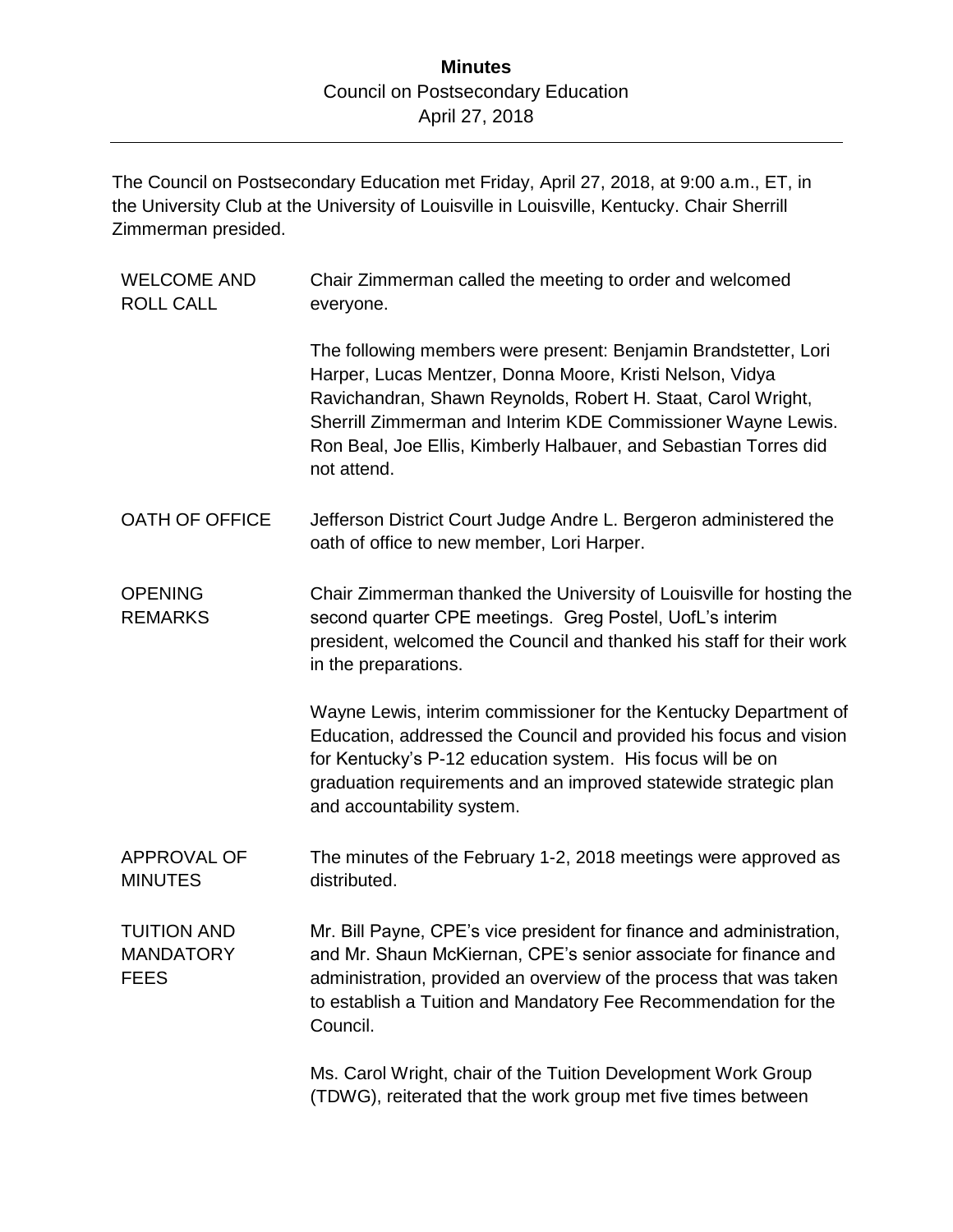# Minutes

Council on Postsecondary Education
April 27, 2018

---

The Council on Postsecondary Education met Friday, April 27, 2018, at 9:00 a.m., ET, in the University Club at the University of Louisville in Louisville, Kentucky. Chair Sherrill Zimmerman presided.

**WELCOME AND ROLL CALL**

Chair Zimmerman called the meeting to order and welcomed everyone.

The following members were present: Benjamin Brandstetter, Lori Harper, Lucas Mentzer, Donna Moore, Kristi Nelson, Vidya Ravichandran, Shawn Reynolds, Robert H. Staat, Carol Wright, Sherrill Zimmerman and Interim KDE Commissioner Wayne Lewis. Ron Beal, Joe Ellis, Kimberly Halbauer, and Sebastian Torres did not attend.

**OATH OF OFFICE**

Jefferson District Court Judge Andre L. Bergeron administered the oath of office to new member, Lori Harper.

**OPENING REMARKS**

Chair Zimmerman thanked the University of Louisville for hosting the second quarter CPE meetings. Greg Postel, UofL's interim president, welcomed the Council and thanked his staff for their work in the preparations.

Wayne Lewis, interim commissioner for the Kentucky Department of Education, addressed the Council and provided his focus and vision for Kentucky's P-12 education system. His focus will be on graduation requirements and an improved statewide strategic plan and accountability system.

**APPROVAL OF MINUTES**

The minutes of the February 1-2, 2018 meetings were approved as distributed.

**TUITION AND MANDATORY FEES**

Mr. Bill Payne, CPE's vice president for finance and administration, and Mr. Shaun McKiernan, CPE's senior associate for finance and administration, provided an overview of the process that was taken to establish a Tuition and Mandatory Fee Recommendation for the Council.

Ms. Carol Wright, chair of the Tuition Development Work Group (TDWG), reiterated that the work group met five times between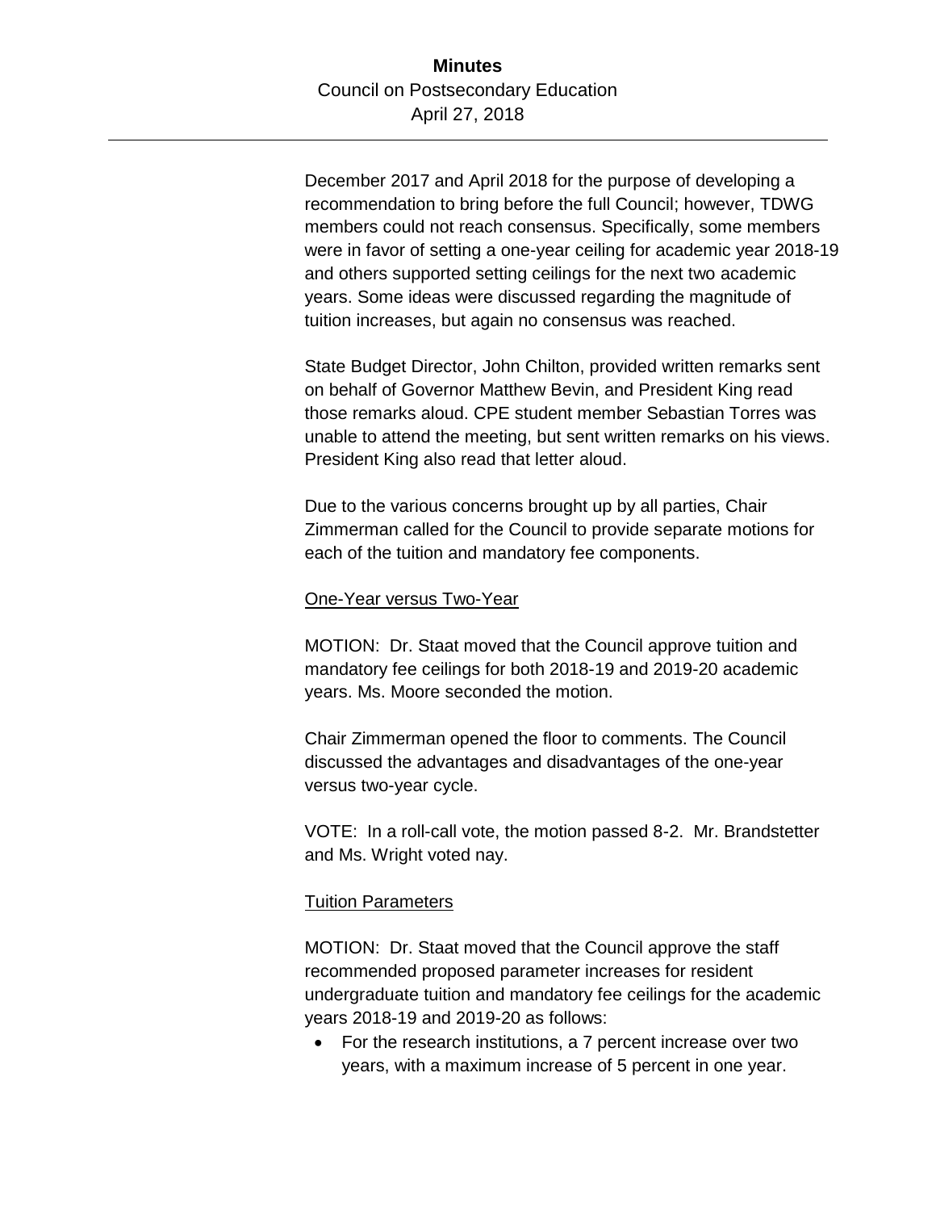December 2017 and April 2018 for the purpose of developing a recommendation to bring before the full Council; however, TDWG members could not reach consensus. Specifically, some members were in favor of setting a one-year ceiling for academic year 2018-19 and others supported setting ceilings for the next two academic years. Some ideas were discussed regarding the magnitude of tuition increases, but again no consensus was reached.

State Budget Director, John Chilton, provided written remarks sent on behalf of Governor Matthew Bevin, and President King read those remarks aloud. CPE student member Sebastian Torres was unable to attend the meeting, but sent written remarks on his views. President King also read that letter aloud.

Due to the various concerns brought up by all parties, Chair Zimmerman called for the Council to provide separate motions for each of the tuition and mandatory fee components.

<u>One-Year versus Two-Year</u>

MOTION: Dr. Staat moved that the Council approve tuition and mandatory fee ceilings for both 2018-19 and 2019-20 academic years. Ms. Moore seconded the motion.

Chair Zimmerman opened the floor to comments. The Council discussed the advantages and disadvantages of the one-year versus two-year cycle.

VOTE: In a roll-call vote, the motion passed 8-2. Mr. Brandstetter and Ms. Wright voted nay.

<u>Tuition Parameters</u>

MOTION: Dr. Staat moved that the Council approve the staff recommended proposed parameter increases for resident undergraduate tuition and mandatory fee ceilings for the academic years 2018-19 and 2019-20 as follows:

- For the research institutions, a 7 percent increase over two years, with a maximum increase of 5 percent in one year.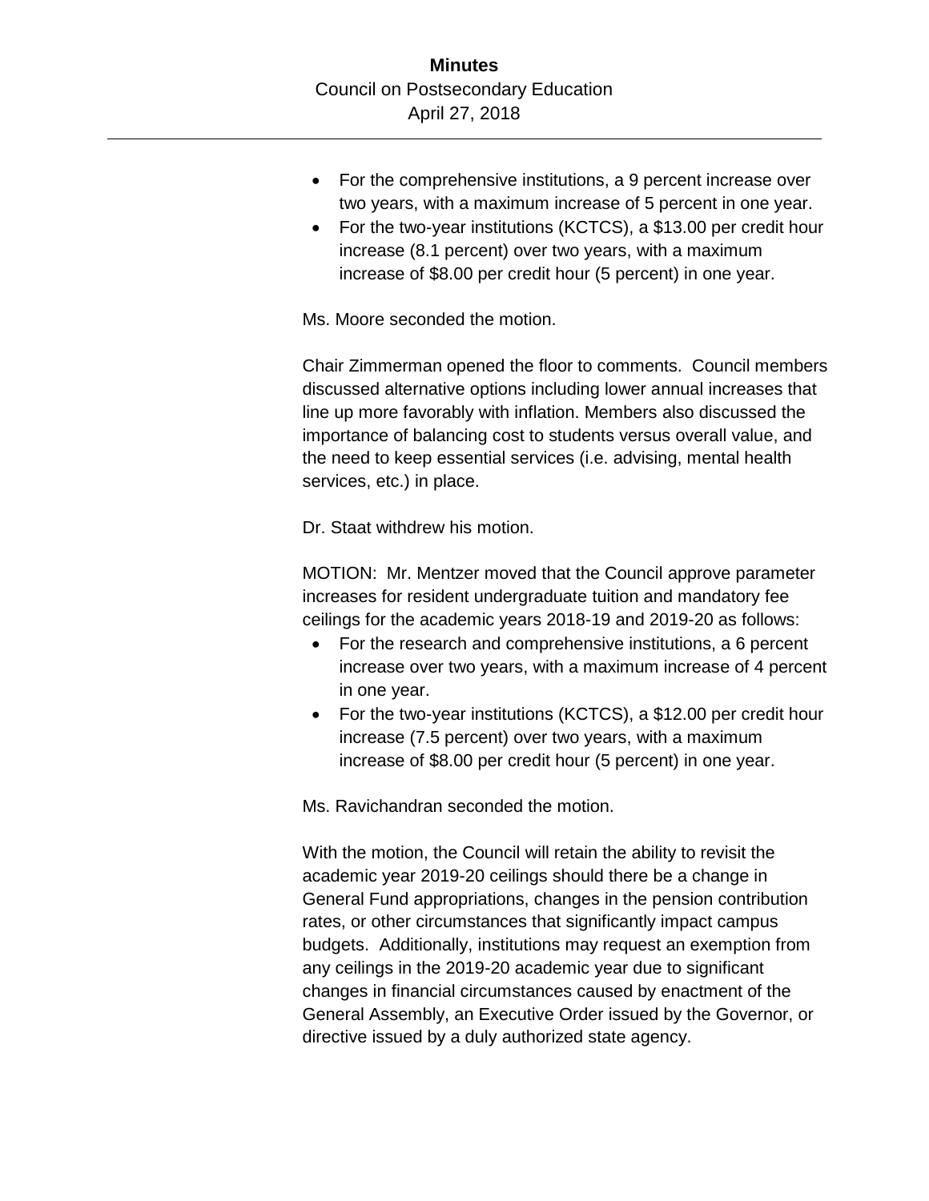- For the comprehensive institutions, a 9 percent increase over two years, with a maximum increase of 5 percent in one year.
- For the two-year institutions (KCTCS), a $13.00 per credit hour increase (8.1 percent) over two years, with a maximum increase of $8.00 per credit hour (5 percent) in one year.

Ms. Moore seconded the motion.

Chair Zimmerman opened the floor to comments. Council members discussed alternative options including lower annual increases that line up more favorably with inflation. Members also discussed the importance of balancing cost to students versus overall value, and the need to keep essential services (i.e. advising, mental health services, etc.) in place.

Dr. Staat withdrew his motion.

MOTION: Mr. Mentzer moved that the Council approve parameter increases for resident undergraduate tuition and mandatory fee ceilings for the academic years 2018-19 and 2019-20 as follows:

- For the research and comprehensive institutions, a 6 percent increase over two years, with a maximum increase of 4 percent in one year.
- For the two-year institutions (KCTCS), a $12.00 per credit hour increase (7.5 percent) over two years, with a maximum increase of $8.00 per credit hour (5 percent) in one year.

Ms. Ravichandran seconded the motion.

With the motion, the Council will retain the ability to revisit the academic year 2019-20 ceilings should there be a change in General Fund appropriations, changes in the pension contribution rates, or other circumstances that significantly impact campus budgets. Additionally, institutions may request an exemption from any ceilings in the 2019-20 academic year due to significant changes in financial circumstances caused by enactment of the General Assembly, an Executive Order issued by the Governor, or directive issued by a duly authorized state agency.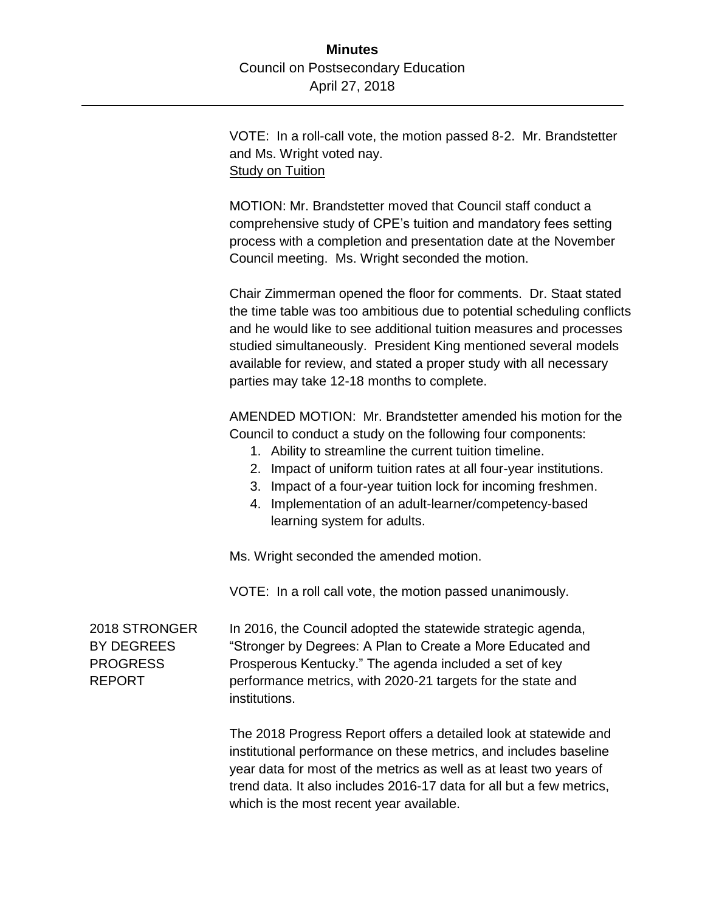VOTE: In a roll-call vote, the motion passed 8-2. Mr. Brandstetter and Ms. Wright voted nay.

Study on Tuition

MOTION: Mr. Brandstetter moved that Council staff conduct a comprehensive study of CPE's tuition and mandatory fees setting process with a completion and presentation date at the November Council meeting. Ms. Wright seconded the motion.

Chair Zimmerman opened the floor for comments. Dr. Staat stated the time table was too ambitious due to potential scheduling conflicts and he would like to see additional tuition measures and processes studied simultaneously. President King mentioned several models available for review, and stated a proper study with all necessary parties may take 12-18 months to complete.

AMENDED MOTION: Mr. Brandstetter amended his motion for the Council to conduct a study on the following four components:

1. Ability to streamline the current tuition timeline.
2. Impact of uniform tuition rates at all four-year institutions.
3. Impact of a four-year tuition lock for incoming freshmen.
4. Implementation of an adult-learner/competency-based learning system for adults.

Ms. Wright seconded the amended motion.

VOTE: In a roll call vote, the motion passed unanimously.

## 2018 STRONGER BY DEGREES PROGRESS REPORT

In 2016, the Council adopted the statewide strategic agenda, "Stronger by Degrees: A Plan to Create a More Educated and Prosperous Kentucky." The agenda included a set of key performance metrics, with 2020-21 targets for the state and institutions.

The 2018 Progress Report offers a detailed look at statewide and institutional performance on these metrics, and includes baseline year data for most of the metrics as well as at least two years of trend data. It also includes 2016-17 data for all but a few metrics, which is the most recent year available.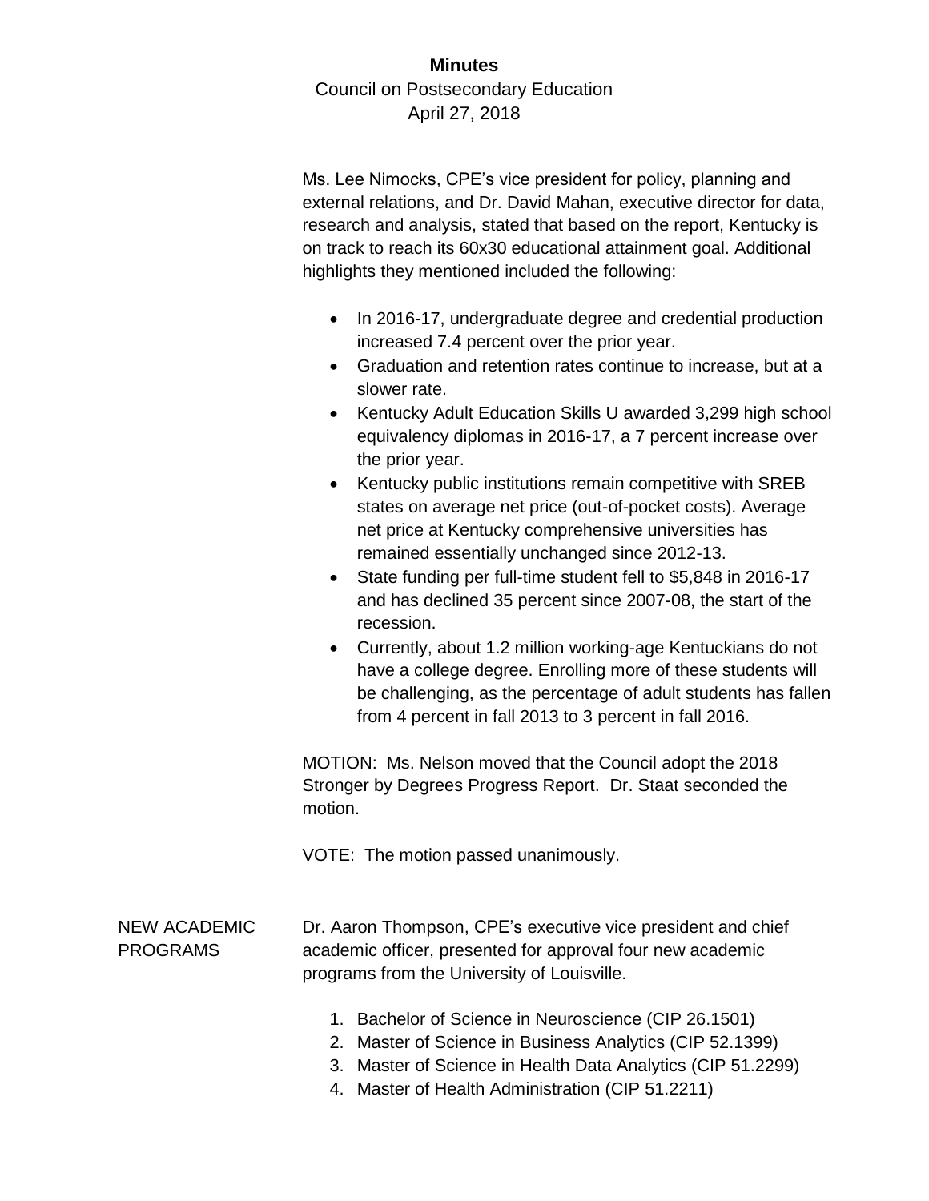Ms. Lee Nimocks, CPE's vice president for policy, planning and external relations, and Dr. David Mahan, executive director for data, research and analysis, stated that based on the report, Kentucky is on track to reach its 60x30 educational attainment goal. Additional highlights they mentioned included the following:

- In 2016-17, undergraduate degree and credential production increased 7.4 percent over the prior year.
- Graduation and retention rates continue to increase, but at a slower rate.
- Kentucky Adult Education Skills U awarded 3,299 high school equivalency diplomas in 2016-17, a 7 percent increase over the prior year.
- Kentucky public institutions remain competitive with SREB states on average net price (out-of-pocket costs). Average net price at Kentucky comprehensive universities has remained essentially unchanged since 2012-13.
- State funding per full-time student fell to $5,848 in 2016-17 and has declined 35 percent since 2007-08, the start of the recession.
- Currently, about 1.2 million working-age Kentuckians do not have a college degree. Enrolling more of these students will be challenging, as the percentage of adult students has fallen from 4 percent in fall 2013 to 3 percent in fall 2016.

MOTION: Ms. Nelson moved that the Council adopt the 2018 Stronger by Degrees Progress Report. Dr. Staat seconded the motion.

VOTE: The motion passed unanimously.

## NEW ACADEMIC PROGRAMS

Dr. Aaron Thompson, CPE's executive vice president and chief academic officer, presented for approval four new academic programs from the University of Louisville.

1. Bachelor of Science in Neuroscience (CIP 26.1501)
2. Master of Science in Business Analytics (CIP 52.1399)
3. Master of Science in Health Data Analytics (CIP 51.2299)
4. Master of Health Administration (CIP 51.2211)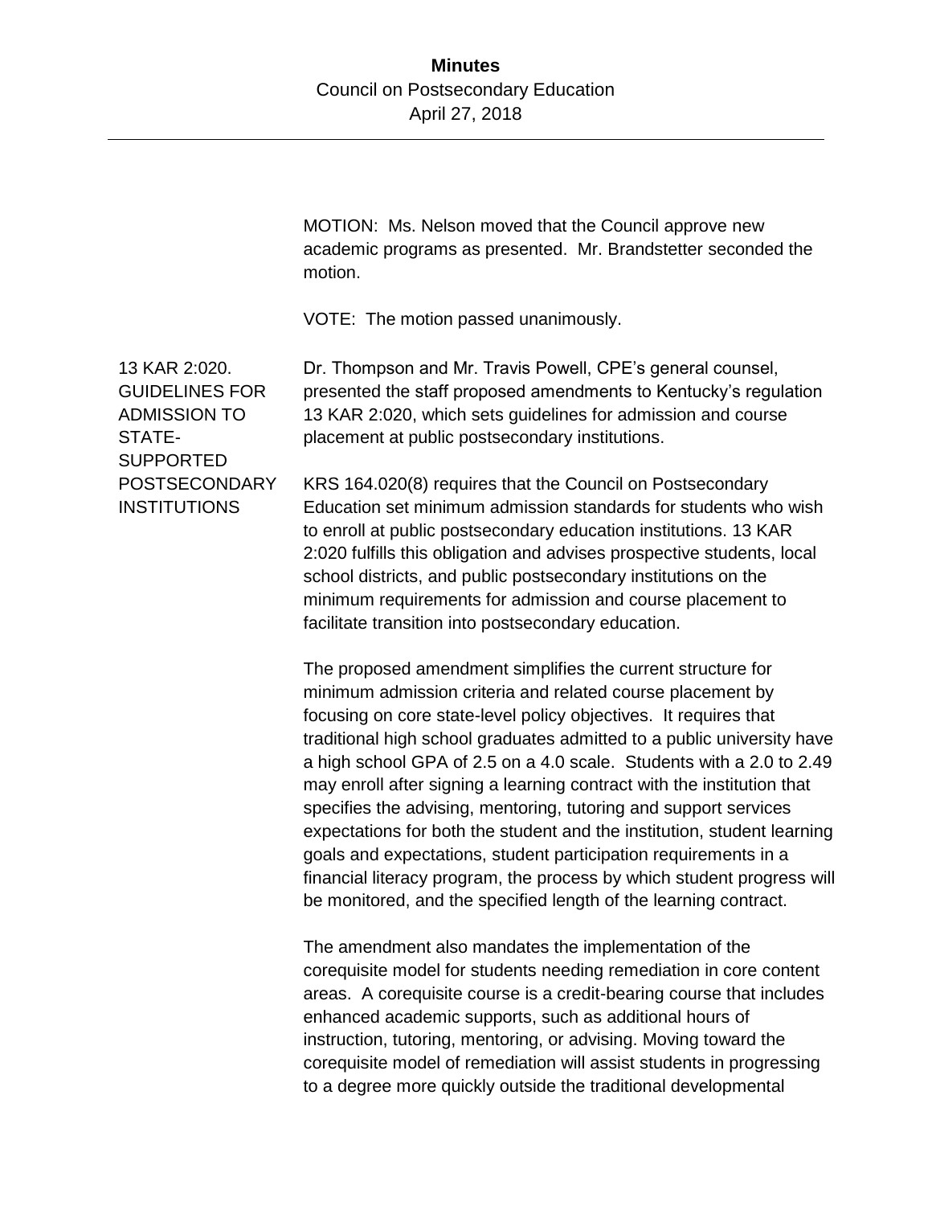MOTION: Ms. Nelson moved that the Council approve new academic programs as presented. Mr. Brandstetter seconded the motion.

VOTE: The motion passed unanimously.

**13 KAR 2:020. GUIDELINES FOR ADMISSION TO STATE-SUPPORTED POSTSECONDARY INSTITUTIONS**

Dr. Thompson and Mr. Travis Powell, CPE's general counsel, presented the staff proposed amendments to Kentucky's regulation 13 KAR 2:020, which sets guidelines for admission and course placement at public postsecondary institutions.

KRS 164.020(8) requires that the Council on Postsecondary Education set minimum admission standards for students who wish to enroll at public postsecondary education institutions. 13 KAR 2:020 fulfills this obligation and advises prospective students, local school districts, and public postsecondary institutions on the minimum requirements for admission and course placement to facilitate transition into postsecondary education.

The proposed amendment simplifies the current structure for minimum admission criteria and related course placement by focusing on core state-level policy objectives. It requires that traditional high school graduates admitted to a public university have a high school GPA of 2.5 on a 4.0 scale. Students with a 2.0 to 2.49 may enroll after signing a learning contract with the institution that specifies the advising, mentoring, tutoring and support services expectations for both the student and the institution, student learning goals and expectations, student participation requirements in a financial literacy program, the process by which student progress will be monitored, and the specified length of the learning contract.

The amendment also mandates the implementation of the corequisite model for students needing remediation in core content areas. A corequisite course is a credit-bearing course that includes enhanced academic supports, such as additional hours of instruction, tutoring, mentoring, or advising. Moving toward the corequisite model of remediation will assist students in progressing to a degree more quickly outside the traditional developmental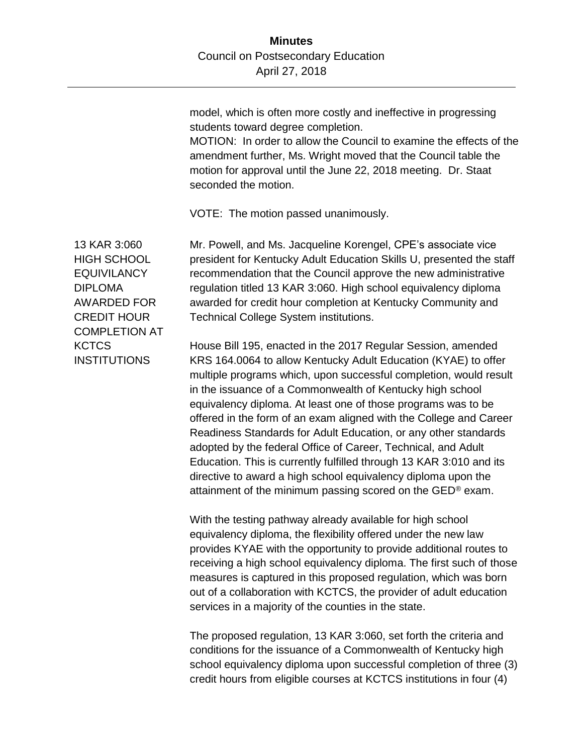model, which is often more costly and ineffective in progressing students toward degree completion.

MOTION: In order to allow the Council to examine the effects of the amendment further, Ms. Wright moved that the Council table the motion for approval until the June 22, 2018 meeting. Dr. Staat seconded the motion.

VOTE: The motion passed unanimously.

**13 KAR 3:060 HIGH SCHOOL EQUIVILANCY DIPLOMA AWARDED FOR CREDIT HOUR COMPLETION AT KCTCS INSTITUTIONS**

Mr. Powell, and Ms. Jacqueline Korengel, CPE's associate vice president for Kentucky Adult Education Skills U, presented the staff recommendation that the Council approve the new administrative regulation titled 13 KAR 3:060. High school equivalency diploma awarded for credit hour completion at Kentucky Community and Technical College System institutions.

House Bill 195, enacted in the 2017 Regular Session, amended KRS 164.0064 to allow Kentucky Adult Education (KYAE) to offer multiple programs which, upon successful completion, would result in the issuance of a Commonwealth of Kentucky high school equivalency diploma. At least one of those programs was to be offered in the form of an exam aligned with the College and Career Readiness Standards for Adult Education, or any other standards adopted by the federal Office of Career, Technical, and Adult Education. This is currently fulfilled through 13 KAR 3:010 and its directive to award a high school equivalency diploma upon the attainment of the minimum passing scored on the GED® exam.

With the testing pathway already available for high school equivalency diploma, the flexibility offered under the new law provides KYAE with the opportunity to provide additional routes to receiving a high school equivalency diploma. The first such of those measures is captured in this proposed regulation, which was born out of a collaboration with KCTCS, the provider of adult education services in a majority of the counties in the state.

The proposed regulation, 13 KAR 3:060, set forth the criteria and conditions for the issuance of a Commonwealth of Kentucky high school equivalency diploma upon successful completion of three (3) credit hours from eligible courses at KCTCS institutions in four (4)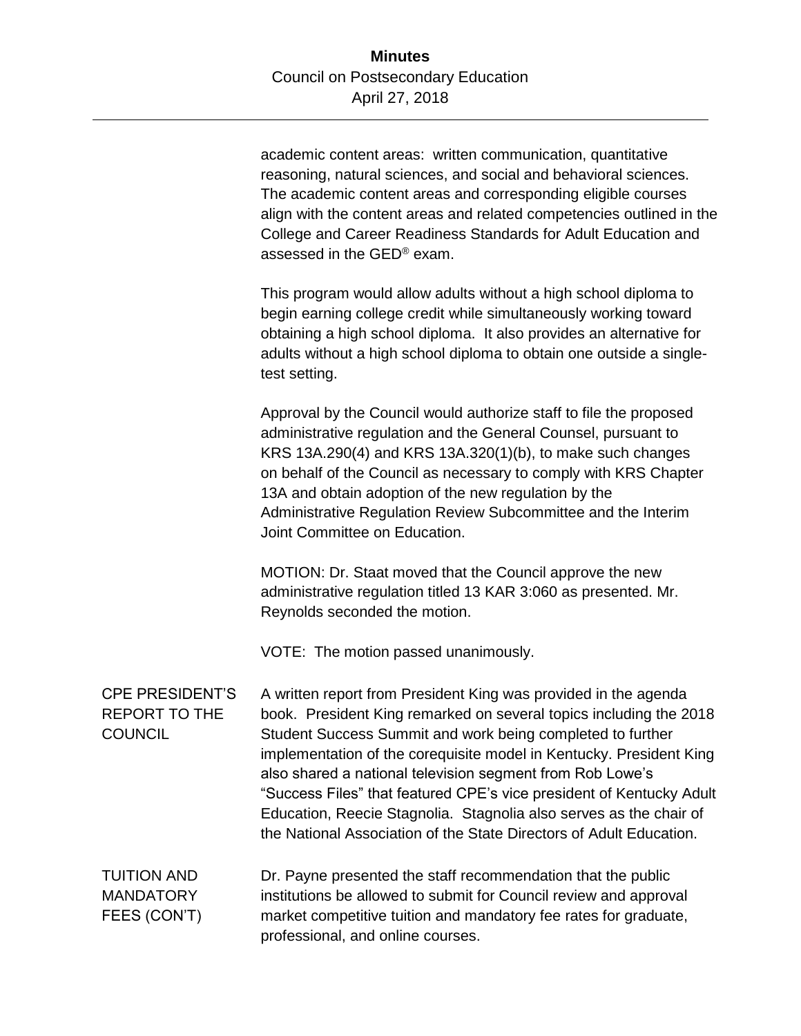academic content areas: written communication, quantitative reasoning, natural sciences, and social and behavioral sciences. The academic content areas and corresponding eligible courses align with the content areas and related competencies outlined in the College and Career Readiness Standards for Adult Education and assessed in the GED® exam.

This program would allow adults without a high school diploma to begin earning college credit while simultaneously working toward obtaining a high school diploma. It also provides an alternative for adults without a high school diploma to obtain one outside a single-test setting.

Approval by the Council would authorize staff to file the proposed administrative regulation and the General Counsel, pursuant to KRS 13A.290(4) and KRS 13A.320(1)(b), to make such changes on behalf of the Council as necessary to comply with KRS Chapter 13A and obtain adoption of the new regulation by the Administrative Regulation Review Subcommittee and the Interim Joint Committee on Education.

MOTION: Dr. Staat moved that the Council approve the new administrative regulation titled 13 KAR 3:060 as presented. Mr. Reynolds seconded the motion.

VOTE: The motion passed unanimously.

**CPE PRESIDENT'S REPORT TO THE COUNCIL**

A written report from President King was provided in the agenda book. President King remarked on several topics including the 2018 Student Success Summit and work being completed to further implementation of the corequisite model in Kentucky. President King also shared a national television segment from Rob Lowe's "Success Files" that featured CPE's vice president of Kentucky Adult Education, Reecie Stagnolia. Stagnolia also serves as the chair of the National Association of the State Directors of Adult Education.

**TUITION AND MANDATORY FEES (CON'T)**

Dr. Payne presented the staff recommendation that the public institutions be allowed to submit for Council review and approval market competitive tuition and mandatory fee rates for graduate, professional, and online courses.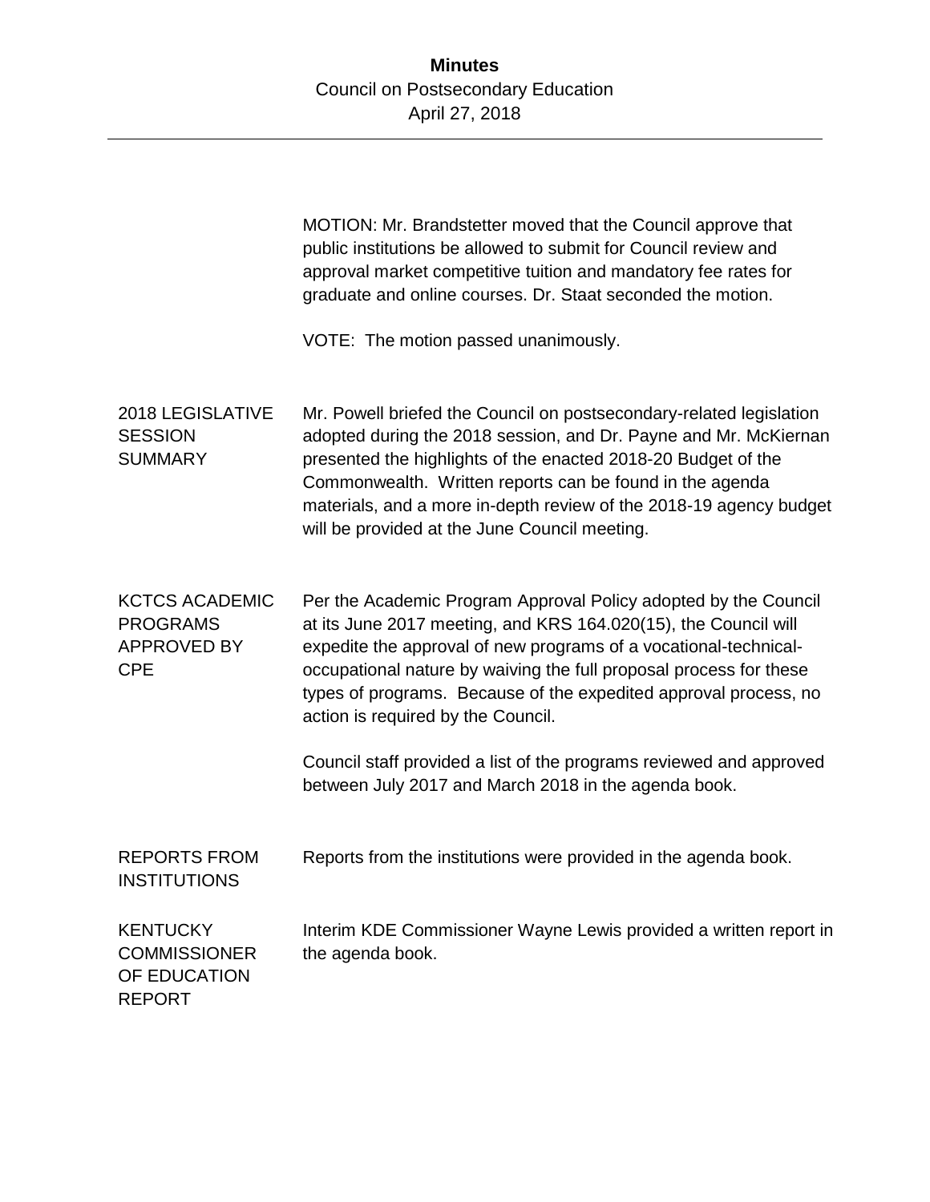MOTION: Mr. Brandstetter moved that the Council approve that public institutions be allowed to submit for Council review and approval market competitive tuition and mandatory fee rates for graduate and online courses. Dr. Staat seconded the motion.

VOTE: The motion passed unanimously.

**2018 LEGISLATIVE SESSION SUMMARY**

Mr. Powell briefed the Council on postsecondary-related legislation adopted during the 2018 session, and Dr. Payne and Mr. McKiernan presented the highlights of the enacted 2018-20 Budget of the Commonwealth. Written reports can be found in the agenda materials, and a more in-depth review of the 2018-19 agency budget will be provided at the June Council meeting.

**KCTCS ACADEMIC PROGRAMS APPROVED BY CPE**

Per the Academic Program Approval Policy adopted by the Council at its June 2017 meeting, and KRS 164.020(15), the Council will expedite the approval of new programs of a vocational-technical-occupational nature by waiving the full proposal process for these types of programs. Because of the expedited approval process, no action is required by the Council.

Council staff provided a list of the programs reviewed and approved between July 2017 and March 2018 in the agenda book.

**REPORTS FROM INSTITUTIONS**

Reports from the institutions were provided in the agenda book.

**KENTUCKY COMMISSIONER OF EDUCATION REPORT**

Interim KDE Commissioner Wayne Lewis provided a written report in the agenda book.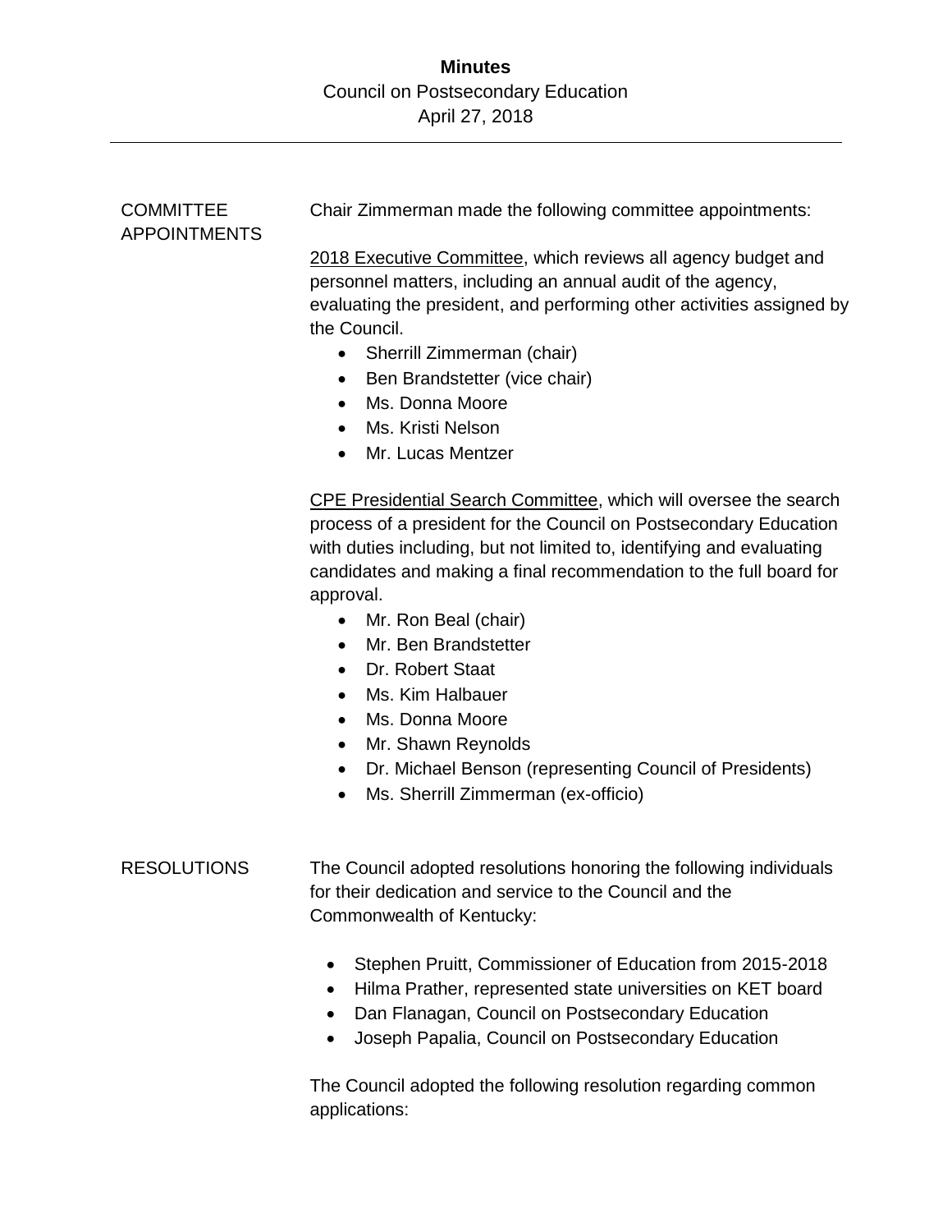**Minutes**
Council on Postsecondary Education
April 27, 2018

---

COMMITTEE APPOINTMENTS

Chair Zimmerman made the following committee appointments:

2018 Executive Committee, which reviews all agency budget and personnel matters, including an annual audit of the agency, evaluating the president, and performing other activities assigned by the Council.

- Sherrill Zimmerman (chair)
- Ben Brandstetter (vice chair)
- Ms. Donna Moore
- Ms. Kristi Nelson
- Mr. Lucas Mentzer

CPE Presidential Search Committee, which will oversee the search process of a president for the Council on Postsecondary Education with duties including, but not limited to, identifying and evaluating candidates and making a final recommendation to the full board for approval.

- Mr. Ron Beal (chair)
- Mr. Ben Brandstetter
- Dr. Robert Staat
- Ms. Kim Halbauer
- Ms. Donna Moore
- Mr. Shawn Reynolds
- Dr. Michael Benson (representing Council of Presidents)
- Ms. Sherrill Zimmerman (ex-officio)

RESOLUTIONS

The Council adopted resolutions honoring the following individuals for their dedication and service to the Council and the Commonwealth of Kentucky:

- Stephen Pruitt, Commissioner of Education from 2015-2018
- Hilma Prather, represented state universities on KET board
- Dan Flanagan, Council on Postsecondary Education
- Joseph Papalia, Council on Postsecondary Education

The Council adopted the following resolution regarding common applications: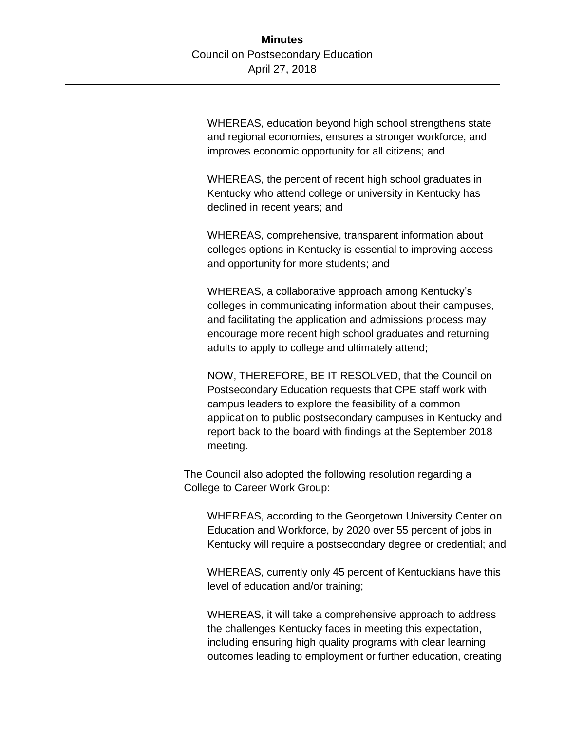WHEREAS, education beyond high school strengthens state and regional economies, ensures a stronger workforce, and improves economic opportunity for all citizens; and

WHEREAS, the percent of recent high school graduates in Kentucky who attend college or university in Kentucky has declined in recent years; and

WHEREAS, comprehensive, transparent information about colleges options in Kentucky is essential to improving access and opportunity for more students; and

WHEREAS, a collaborative approach among Kentucky's colleges in communicating information about their campuses, and facilitating the application and admissions process may encourage more recent high school graduates and returning adults to apply to college and ultimately attend;

NOW, THEREFORE, BE IT RESOLVED, that the Council on Postsecondary Education requests that CPE staff work with campus leaders to explore the feasibility of a common application to public postsecondary campuses in Kentucky and report back to the board with findings at the September 2018 meeting.

The Council also adopted the following resolution regarding a College to Career Work Group:

WHEREAS, according to the Georgetown University Center on Education and Workforce, by 2020 over 55 percent of jobs in Kentucky will require a postsecondary degree or credential; and

WHEREAS, currently only 45 percent of Kentuckians have this level of education and/or training;

WHEREAS, it will take a comprehensive approach to address the challenges Kentucky faces in meeting this expectation, including ensuring high quality programs with clear learning outcomes leading to employment or further education, creating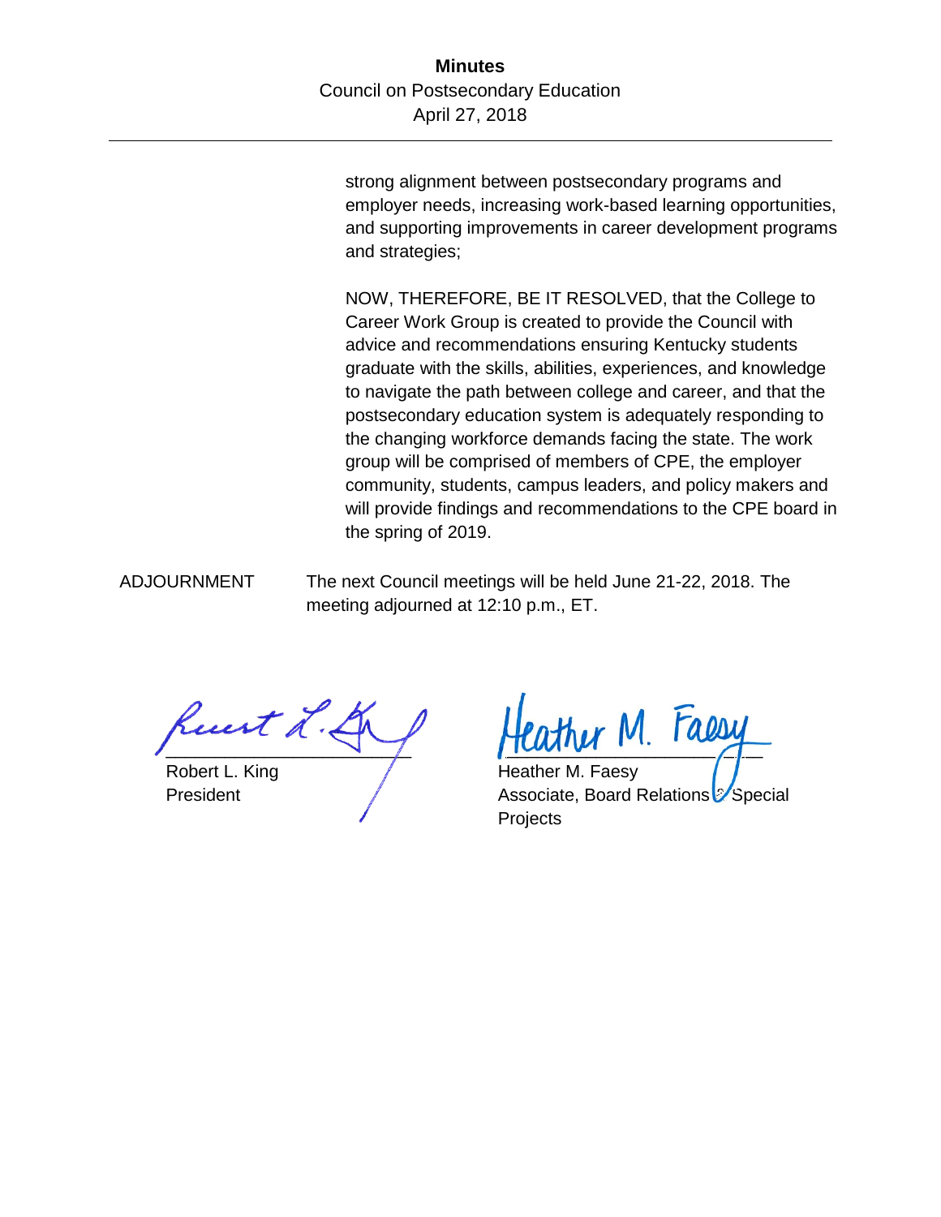strong alignment between postsecondary programs and employer needs, increasing work-based learning opportunities, and supporting improvements in career development programs and strategies;

NOW, THEREFORE, BE IT RESOLVED, that the College to Career Work Group is created to provide the Council with advice and recommendations ensuring Kentucky students graduate with the skills, abilities, experiences, and knowledge to navigate the path between college and career, and that the postsecondary education system is adequately responding to the changing workforce demands facing the state. The work group will be comprised of members of CPE, the employer community, students, campus leaders, and policy makers and will provide findings and recommendations to the CPE board in the spring of 2019.

ADJOURNMENT The next Council meetings will be held June 21-22, 2018. The meeting adjourned at 12:10 p.m., ET.

Robert L. King
President

Heather M. Faesy
Associate, Board Relations & Special Projects